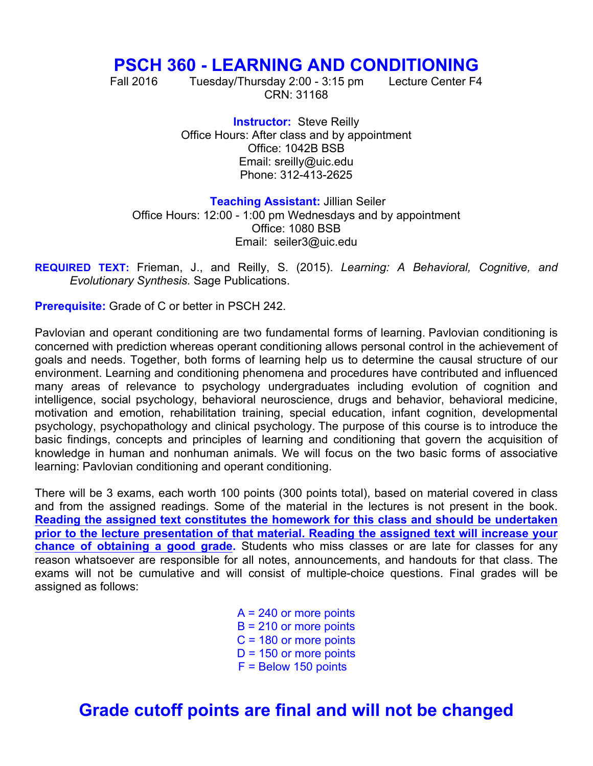# PSCH 360 - LEARNING AND CONDITIONING

Fall 2016 Tuesday/Thursday 2:00 - 3:15 pm Lecture Center F4
CRN: 31168

**Instructor:** Steve Reilly
Office Hours: After class and by appointment
Office: 1042B BSB
Email: sreilly@uic.edu
Phone: 312-413-2625

**Teaching Assistant:** Jillian Seiler
Office Hours: 12:00 - 1:00 pm Wednesdays and by appointment
Office: 1080 BSB
Email: seiler3@uic.edu

**REQUIRED TEXT:** Frieman, J., and Reilly, S. (2015). *Learning: A Behavioral, Cognitive, and Evolutionary Synthesis.* Sage Publications.

**Prerequisite:** Grade of C or better in PSCH 242.

Pavlovian and operant conditioning are two fundamental forms of learning. Pavlovian conditioning is concerned with prediction whereas operant conditioning allows personal control in the achievement of goals and needs. Together, both forms of learning help us to determine the causal structure of our environment. Learning and conditioning phenomena and procedures have contributed and influenced many areas of relevance to psychology undergraduates including evolution of cognition and intelligence, social psychology, behavioral neuroscience, drugs and behavior, behavioral medicine, motivation and emotion, rehabilitation training, special education, infant cognition, developmental psychology, psychopathology and clinical psychology. The purpose of this course is to introduce the basic findings, concepts and principles of learning and conditioning that govern the acquisition of knowledge in human and nonhuman animals. We will focus on the two basic forms of associative learning: Pavlovian conditioning and operant conditioning.

There will be 3 exams, each worth 100 points (300 points total), based on material covered in class and from the assigned readings. Some of the material in the lectures is not present in the book. **Reading the assigned text constitutes the homework for this class and should be undertaken prior to the lecture presentation of that material. Reading the assigned text will increase your chance of obtaining a good grade.** Students who miss classes or are late for classes for any reason whatsoever are responsible for all notes, announcements, and handouts for that class. The exams will not be cumulative and will consist of multiple-choice questions. Final grades will be assigned as follows:

A = 240 or more points
B = 210 or more points
C = 180 or more points
D = 150 or more points
F = Below 150 points

## Grade cutoff points are final and will not be changed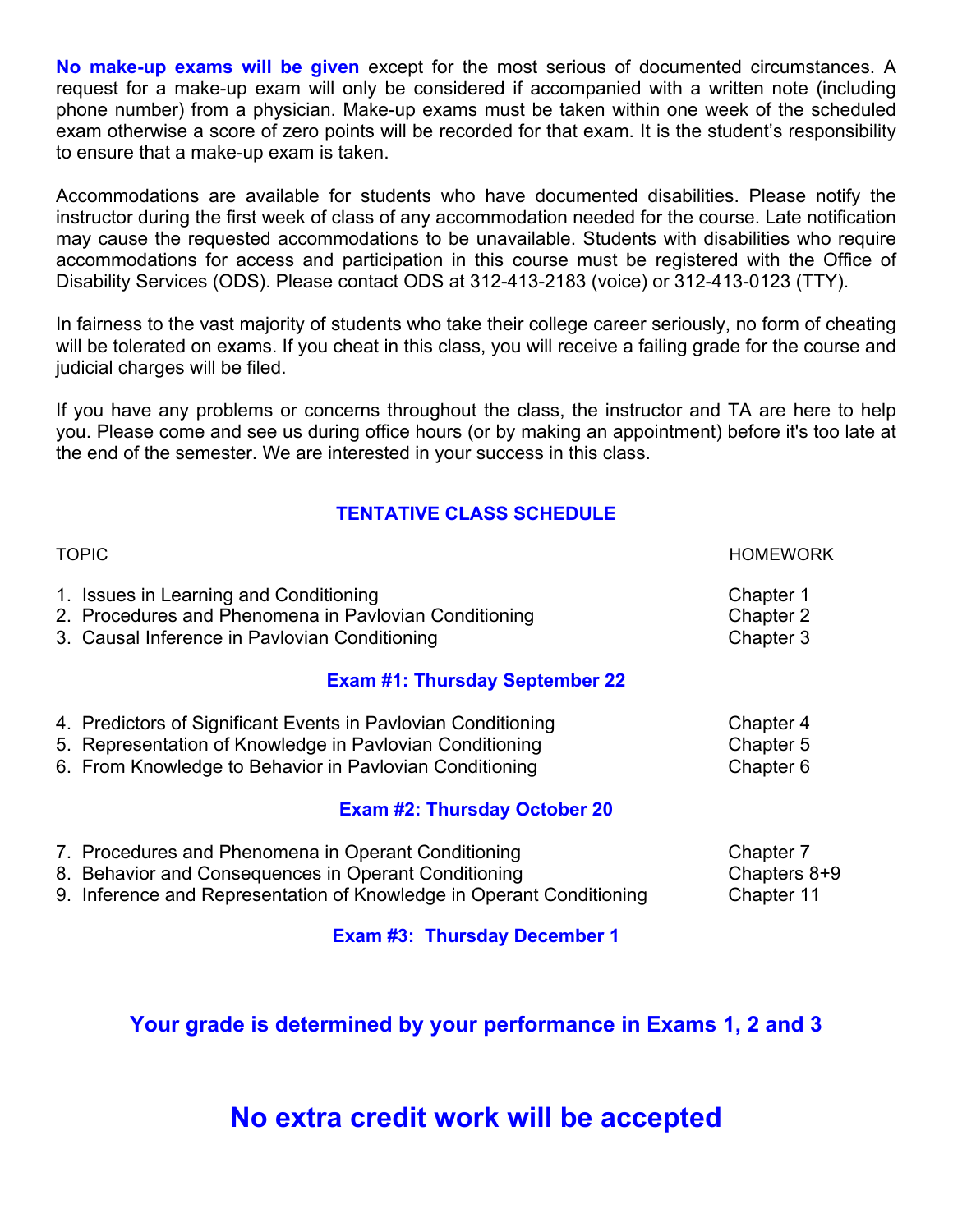**No make-up exams will be given** except for the most serious of documented circumstances. A request for a make-up exam will only be considered if accompanied with a written note (including phone number) from a physician. Make-up exams must be taken within one week of the scheduled exam otherwise a score of zero points will be recorded for that exam. It is the student's responsibility to ensure that a make-up exam is taken.

Accommodations are available for students who have documented disabilities. Please notify the instructor during the first week of class of any accommodation needed for the course. Late notification may cause the requested accommodations to be unavailable. Students with disabilities who require accommodations for access and participation in this course must be registered with the Office of Disability Services (ODS). Please contact ODS at 312-413-2183 (voice) or 312-413-0123 (TTY).

In fairness to the vast majority of students who take their college career seriously, no form of cheating will be tolerated on exams. If you cheat in this class, you will receive a failing grade for the course and judicial charges will be filed.

If you have any problems or concerns throughout the class, the instructor and TA are here to help you. Please come and see us during office hours (or by making an appointment) before it's too late at the end of the semester. We are interested in your success in this class.

## TENTATIVE CLASS SCHEDULE

| TOPIC | HOMEWORK |
|---|---|
| 1. Issues in Learning and Conditioning | Chapter 1 |
| 2. Procedures and Phenomena in Pavlovian Conditioning | Chapter 2 |
| 3. Causal Inference in Pavlovian Conditioning | Chapter 3 |
| **Exam #1: Thursday September 22** | |
| 4. Predictors of Significant Events in Pavlovian Conditioning | Chapter 4 |
| 5. Representation of Knowledge in Pavlovian Conditioning | Chapter 5 |
| 6. From Knowledge to Behavior in Pavlovian Conditioning | Chapter 6 |
| **Exam #2: Thursday October 20** | |
| 7. Procedures and Phenomena in Operant Conditioning | Chapter 7 |
| 8. Behavior and Consequences in Operant Conditioning | Chapters 8+9 |
| 9. Inference and Representation of Knowledge in Operant Conditioning | Chapter 11 |
| **Exam #3: Thursday December 1** | |

### Your grade is determined by your performance in Exams 1, 2 and 3

## No extra credit work will be accepted